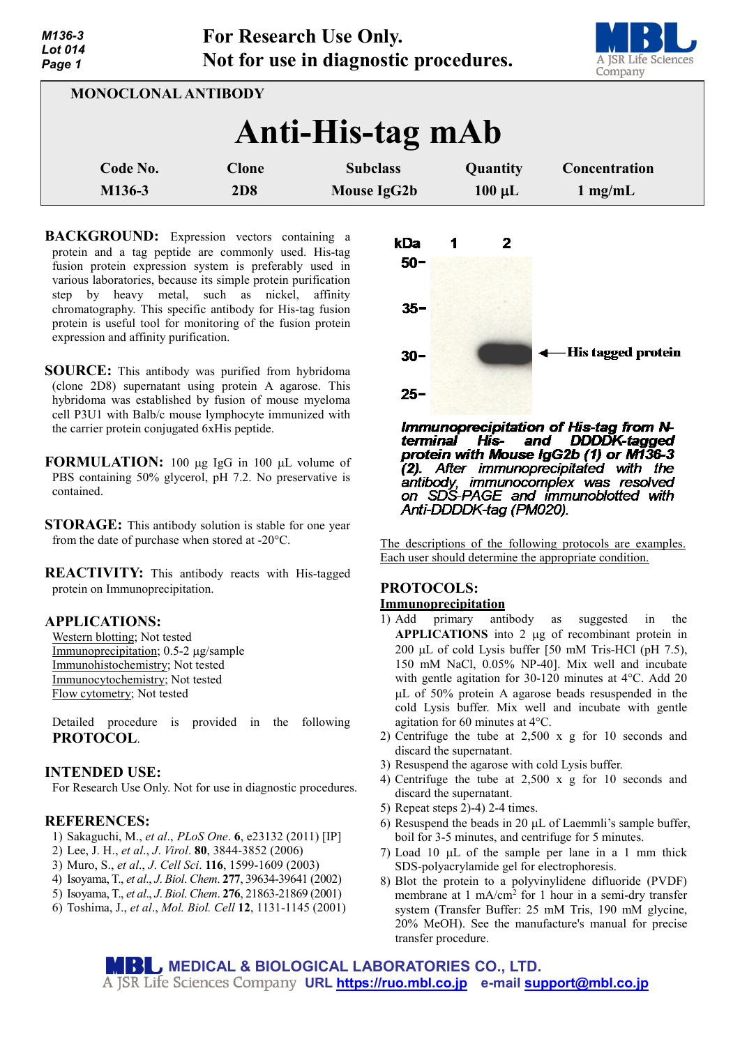M136-3
Lot 014

**For Research Use Only.**
**Not for use in diagnostic procedures.**

MONOCLONAL ANTIBODY

# Anti-His-tag mAb

| Code No. | Clone | Subclass | Quantity | Concentration |
|---|---|---|---|---|
| M136-3 | 2D8 | Mouse IgG2b | 100 µL | 1 mg/mL |

**BACKGROUND:** Expression vectors containing a protein and a tag peptide are commonly used. His-tag fusion protein expression system is preferably used in various laboratories, because its simple protein purification step by heavy metal, such as nickel, affinity chromatography. This specific antibody for His-tag fusion protein is useful tool for monitoring of the fusion protein expression and affinity purification.

**SOURCE:** This antibody was purified from hybridoma (clone 2D8) supernatant using protein A agarose. This hybridoma was established by fusion of mouse myeloma cell P3U1 with Balb/c mouse lymphocyte immunized with the carrier protein conjugated 6xHis peptide.

**FORMULATION:** 100 µg IgG in 100 µL volume of PBS containing 50% glycerol, pH 7.2. No preservative is contained.

**STORAGE:** This antibody solution is stable for one year from the date of purchase when stored at -20°C.

**REACTIVITY:** This antibody reacts with His-tagged protein on Immunoprecipitation.

## APPLICATIONS:

Western blotting; Not tested
Immunoprecipitation; 0.5-2 µg/sample
Immunohistochemistry; Not tested
Immunocytochemistry; Not tested
Flow cytometry; Not tested

Detailed procedure is provided in the following **PROTOCOL**.

## INTENDED USE:

For Research Use Only. Not for use in diagnostic procedures.

## REFERENCES:

1) Sakaguchi, M., *et al*., *PLoS One*. **6**, e23132 (2011) [IP]
2) Lee, J. H., *et al*., *J. Virol*. **80**, 3844-3852 (2006)
3) Muro, S., *et al*., *J. Cell Sci*. **116**, 1599-1609 (2003)
4) Isoyama, T., *et al*., *J. Biol. Chem*. **277**, 39634-39641 (2002)
5) Isoyama, T., *et al*., *J. Biol. Chem*. **276**, 21863-21869 (2001)
6) Toshima, J., *et al*., *Mol. Biol. Cell* **12**, 1131-1145 (2001)

kDa 1 2
50-
35-
30- ←His tagged protein
25-

***Immunoprecipitation of His-tag from N-terminal His- and DDDDK-tagged protein with Mouse IgG2b (1) or M136-3 (2).*** *After immunoprecipitated with the antibody, immunocomplex was resolved on SDS-PAGE and immunoblotted with Anti-DDDDK-tag (PM020).*

The descriptions of the following protocols are examples. Each user should determine the appropriate condition.

## PROTOCOLS:

### Immunoprecipitation

1) Add primary antibody as suggested in the **APPLICATIONS** into 2 µg of recombinant protein in 200 µL of cold Lysis buffer [50 mM Tris-HCl (pH 7.5), 150 mM NaCl, 0.05% NP-40]. Mix well and incubate with gentle agitation for 30-120 minutes at 4°C. Add 20 µL of 50% protein A agarose beads resuspended in the cold Lysis buffer. Mix well and incubate with gentle agitation for 60 minutes at 4°C.
2) Centrifuge the tube at 2,500 x g for 10 seconds and discard the supernatant.
3) Resuspend the agarose with cold Lysis buffer.
4) Centrifuge the tube at 2,500 x g for 10 seconds and discard the supernatant.
5) Repeat steps 2)-4) 2-4 times.
6) Resuspend the beads in 20 µL of Laemmli's sample buffer, boil for 3-5 minutes, and centrifuge for 5 minutes.
7) Load 10 µL of the sample per lane in a 1 mm thick SDS-polyacrylamide gel for electrophoresis.
8) Blot the protein to a polyvinylidene difluoride (PVDF) membrane at 1 mA/cm$^2$ for 1 hour in a semi-dry transfer system (Transfer Buffer: 25 mM Tris, 190 mM glycine, 20% MeOH). See the manufacture's manual for precise transfer procedure.

MBL MEDICAL & BIOLOGICAL LABORATORIES CO., LTD.
A JSR Life Sciences Company URL https://ruo.mbl.co.jp e-mail support@mbl.co.jp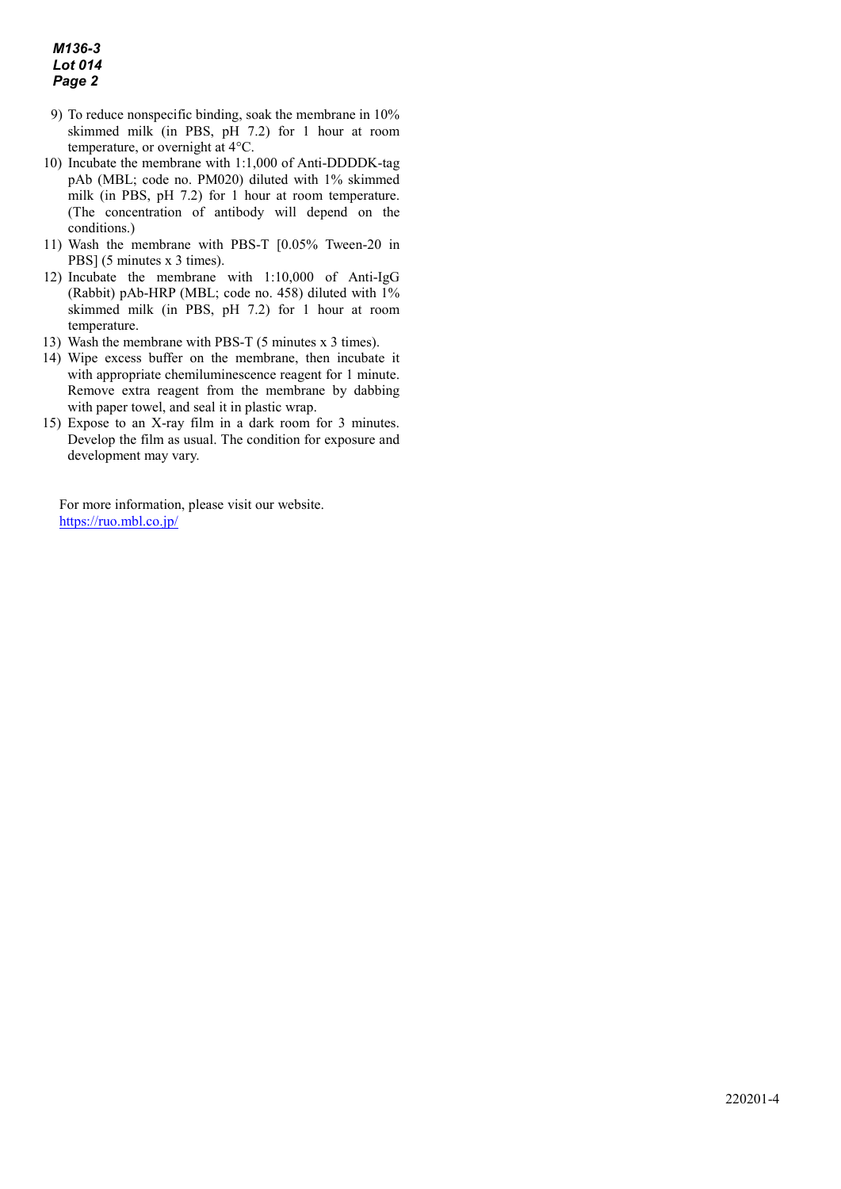9) To reduce nonspecific binding, soak the membrane in 10% skimmed milk (in PBS, pH 7.2) for 1 hour at room temperature, or overnight at 4°C.
10) Incubate the membrane with 1:1,000 of Anti-DDDDK-tag pAb (MBL; code no. PM020) diluted with 1% skimmed milk (in PBS, pH 7.2) for 1 hour at room temperature. (The concentration of antibody will depend on the conditions.)
11) Wash the membrane with PBS-T [0.05% Tween-20 in PBS] (5 minutes x 3 times).
12) Incubate the membrane with 1:10,000 of Anti-IgG (Rabbit) pAb-HRP (MBL; code no. 458) diluted with 1% skimmed milk (in PBS, pH 7.2) for 1 hour at room temperature.
13) Wash the membrane with PBS-T (5 minutes x 3 times).
14) Wipe excess buffer on the membrane, then incubate it with appropriate chemiluminescence reagent for 1 minute. Remove extra reagent from the membrane by dabbing with paper towel, and seal it in plastic wrap.
15) Expose to an X-ray film in a dark room for 3 minutes. Develop the film as usual. The condition for exposure and development may vary.

For more information, please visit our website.
https://ruo.mbl.co.jp/